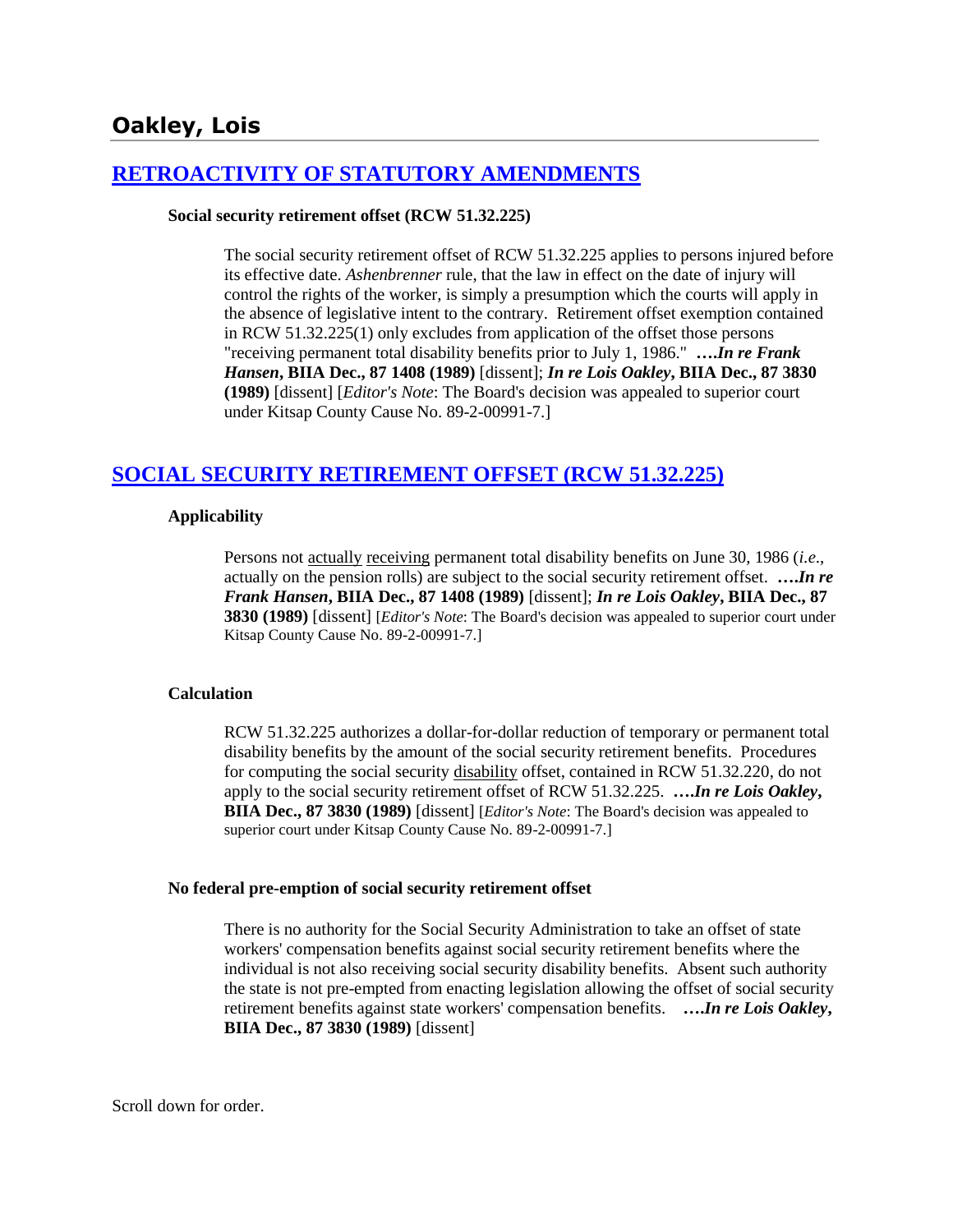# Oakley, Lois

## [RETROACTIVITY OF STATUTORY AMENDMENTS]

**Social security retirement offset (RCW 51.32.225)**

> The social security retirement offset of RCW 51.32.225 applies to persons injured before its effective date. *Ashenbrenner* rule, that the law in effect on the date of injury will control the rights of the worker, is simply a presumption which the courts will apply in the absence of legislative intent to the contrary. Retirement offset exemption contained in RCW 51.32.225(1) only excludes from application of the offset those persons "receiving permanent total disability benefits prior to July 1, 1986." ***….In re Frank Hansen*, BIIA Dec., 87 1408 (1989)** [dissent]; ***In re Lois Oakley*, BIIA Dec., 87 3830 (1989)** [dissent] [*Editor's Note*: The Board's decision was appealed to superior court under Kitsap County Cause No. 89-2-00991-7.]

## [SOCIAL SECURITY RETIREMENT OFFSET (RCW 51.32.225)]

**Applicability**

> Persons not actually receiving permanent total disability benefits on June 30, 1986 (*i.e*., actually on the pension rolls) are subject to the social security retirement offset. ***….In re Frank Hansen*, BIIA Dec., 87 1408 (1989)** [dissent]; ***In re Lois Oakley*, BIIA Dec., 87 3830 (1989)** [dissent] [*Editor's Note*: The Board's decision was appealed to superior court under Kitsap County Cause No. 89-2-00991-7.]

**Calculation**

> RCW 51.32.225 authorizes a dollar-for-dollar reduction of temporary or permanent total disability benefits by the amount of the social security retirement benefits. Procedures for computing the social security disability offset, contained in RCW 51.32.220, do not apply to the social security retirement offset of RCW 51.32.225. ***….In re Lois Oakley*, BIIA Dec., 87 3830 (1989)** [dissent] [*Editor's Note*: The Board's decision was appealed to superior court under Kitsap County Cause No. 89-2-00991-7.]

**No federal pre-emption of social security retirement offset**

> There is no authority for the Social Security Administration to take an offset of state workers' compensation benefits against social security retirement benefits where the individual is not also receiving social security disability benefits. Absent such authority the state is not pre-empted from enacting legislation allowing the offset of social security retirement benefits against state workers' compensation benefits. ***….In re Lois Oakley*, BIIA Dec., 87 3830 (1989)** [dissent]

Scroll down for order.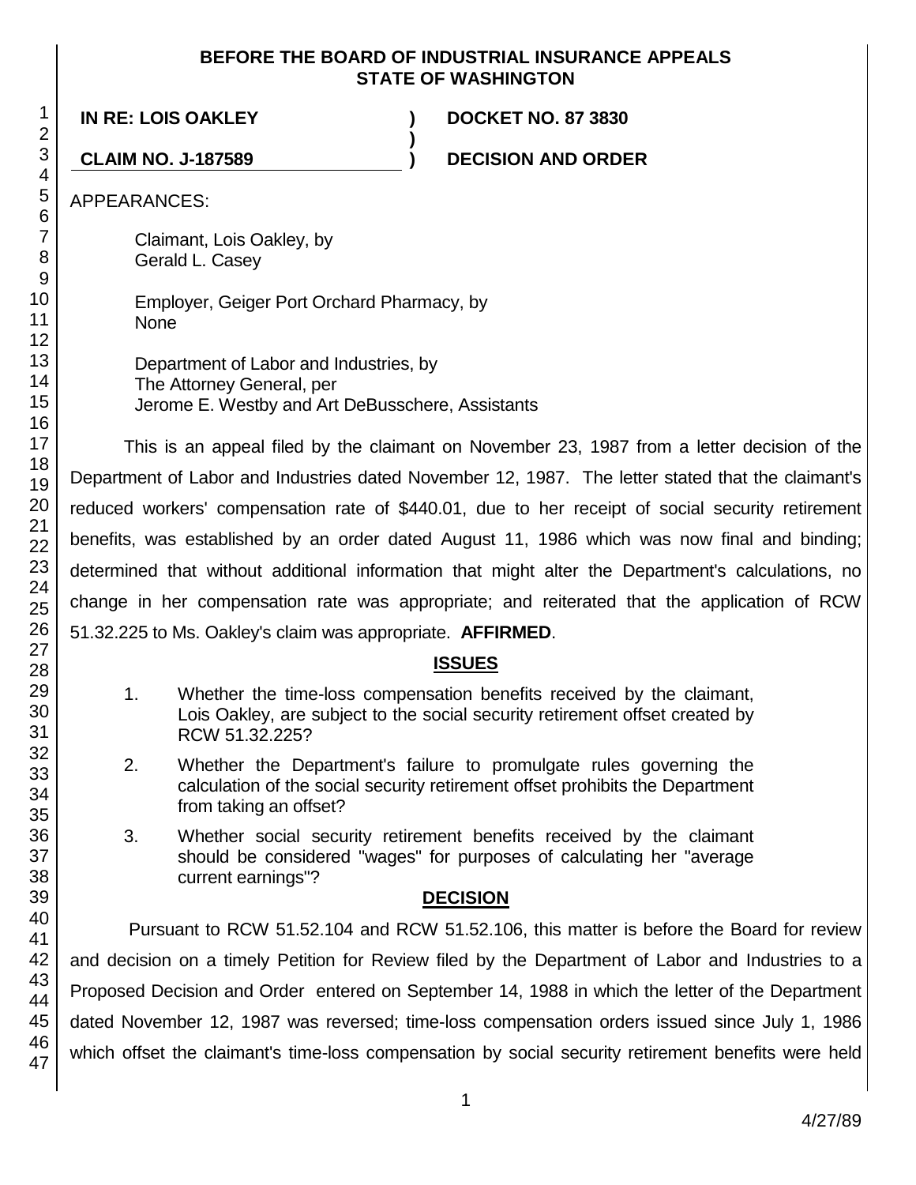**BEFORE THE BOARD OF INDUSTRIAL INSURANCE APPEALS**
**STATE OF WASHINGTON**

| | | |
|---|---|---|
| **IN RE: LOIS OAKLEY** | **)** | **DOCKET NO. 87 3830** |
| | **)** | |
| **CLAIM NO. J-187589** | **)** | **DECISION AND ORDER** |

APPEARANCES:

Claimant, Lois Oakley, by
Gerald L. Casey

Employer, Geiger Port Orchard Pharmacy, by
None

Department of Labor and Industries, by
The Attorney General, per
Jerome E. Westby and Art DeBusschere, Assistants

This is an appeal filed by the claimant on November 23, 1987 from a letter decision of the Department of Labor and Industries dated November 12, 1987. The letter stated that the claimant's reduced workers' compensation rate of $440.01, due to her receipt of social security retirement benefits, was established by an order dated August 11, 1986 which was now final and binding; determined that without additional information that might alter the Department's calculations, no change in her compensation rate was appropriate; and reiterated that the application of RCW 51.32.225 to Ms. Oakley's claim was appropriate. **AFFIRMED**.

## ISSUES

1. Whether the time-loss compensation benefits received by the claimant, Lois Oakley, are subject to the social security retirement offset created by RCW 51.32.225?
2. Whether the Department's failure to promulgate rules governing the calculation of the social security retirement offset prohibits the Department from taking an offset?
3. Whether social security retirement benefits received by the claimant should be considered "wages" for purposes of calculating her "average current earnings"?

## DECISION

Pursuant to RCW 51.52.104 and RCW 51.52.106, this matter is before the Board for review and decision on a timely Petition for Review filed by the Department of Labor and Industries to a Proposed Decision and Order entered on September 14, 1988 in which the letter of the Department dated November 12, 1987 was reversed; time-loss compensation orders issued since July 1, 1986 which offset the claimant's time-loss compensation by social security retirement benefits were held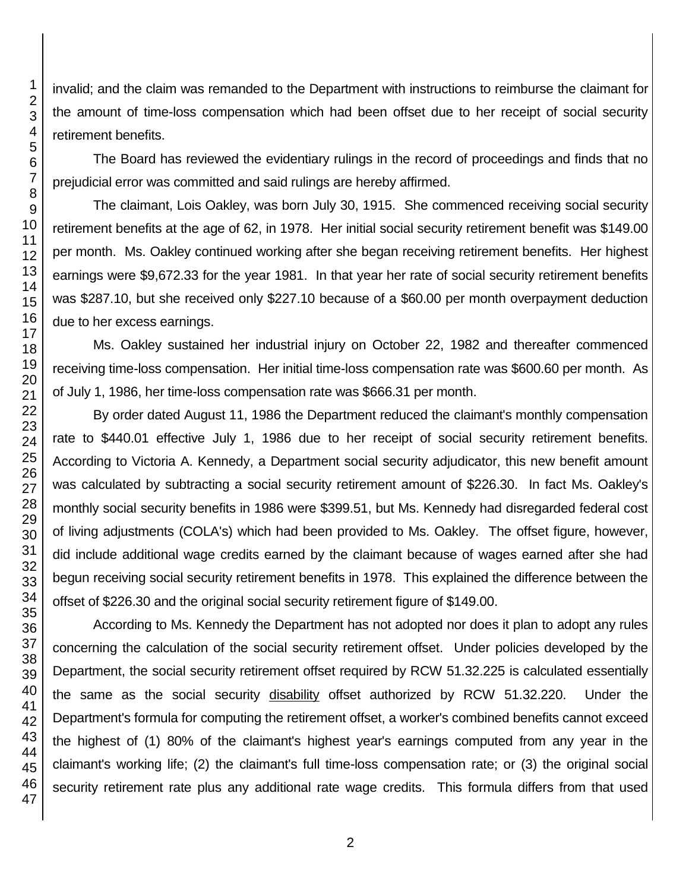invalid; and the claim was remanded to the Department with instructions to reimburse the claimant for the amount of time-loss compensation which had been offset due to her receipt of social security retirement benefits.

The Board has reviewed the evidentiary rulings in the record of proceedings and finds that no prejudicial error was committed and said rulings are hereby affirmed.

The claimant, Lois Oakley, was born July 30, 1915. She commenced receiving social security retirement benefits at the age of 62, in 1978. Her initial social security retirement benefit was $149.00 per month. Ms. Oakley continued working after she began receiving retirement benefits. Her highest earnings were $9,672.33 for the year 1981. In that year her rate of social security retirement benefits was $287.10, but she received only $227.10 because of a $60.00 per month overpayment deduction due to her excess earnings.

Ms. Oakley sustained her industrial injury on October 22, 1982 and thereafter commenced receiving time-loss compensation. Her initial time-loss compensation rate was $600.60 per month. As of July 1, 1986, her time-loss compensation rate was $666.31 per month.

By order dated August 11, 1986 the Department reduced the claimant's monthly compensation rate to $440.01 effective July 1, 1986 due to her receipt of social security retirement benefits. According to Victoria A. Kennedy, a Department social security adjudicator, this new benefit amount was calculated by subtracting a social security retirement amount of $226.30. In fact Ms. Oakley's monthly social security benefits in 1986 were $399.51, but Ms. Kennedy had disregarded federal cost of living adjustments (COLA's) which had been provided to Ms. Oakley. The offset figure, however, did include additional wage credits earned by the claimant because of wages earned after she had begun receiving social security retirement benefits in 1978. This explained the difference between the offset of $226.30 and the original social security retirement figure of $149.00.

According to Ms. Kennedy the Department has not adopted nor does it plan to adopt any rules concerning the calculation of the social security retirement offset. Under policies developed by the Department, the social security retirement offset required by RCW 51.32.225 is calculated essentially the same as the social security disability offset authorized by RCW 51.32.220. Under the Department's formula for computing the retirement offset, a worker's combined benefits cannot exceed the highest of (1) 80% of the claimant's highest year's earnings computed from any year in the claimant's working life; (2) the claimant's full time-loss compensation rate; or (3) the original social security retirement rate plus any additional rate wage credits. This formula differs from that used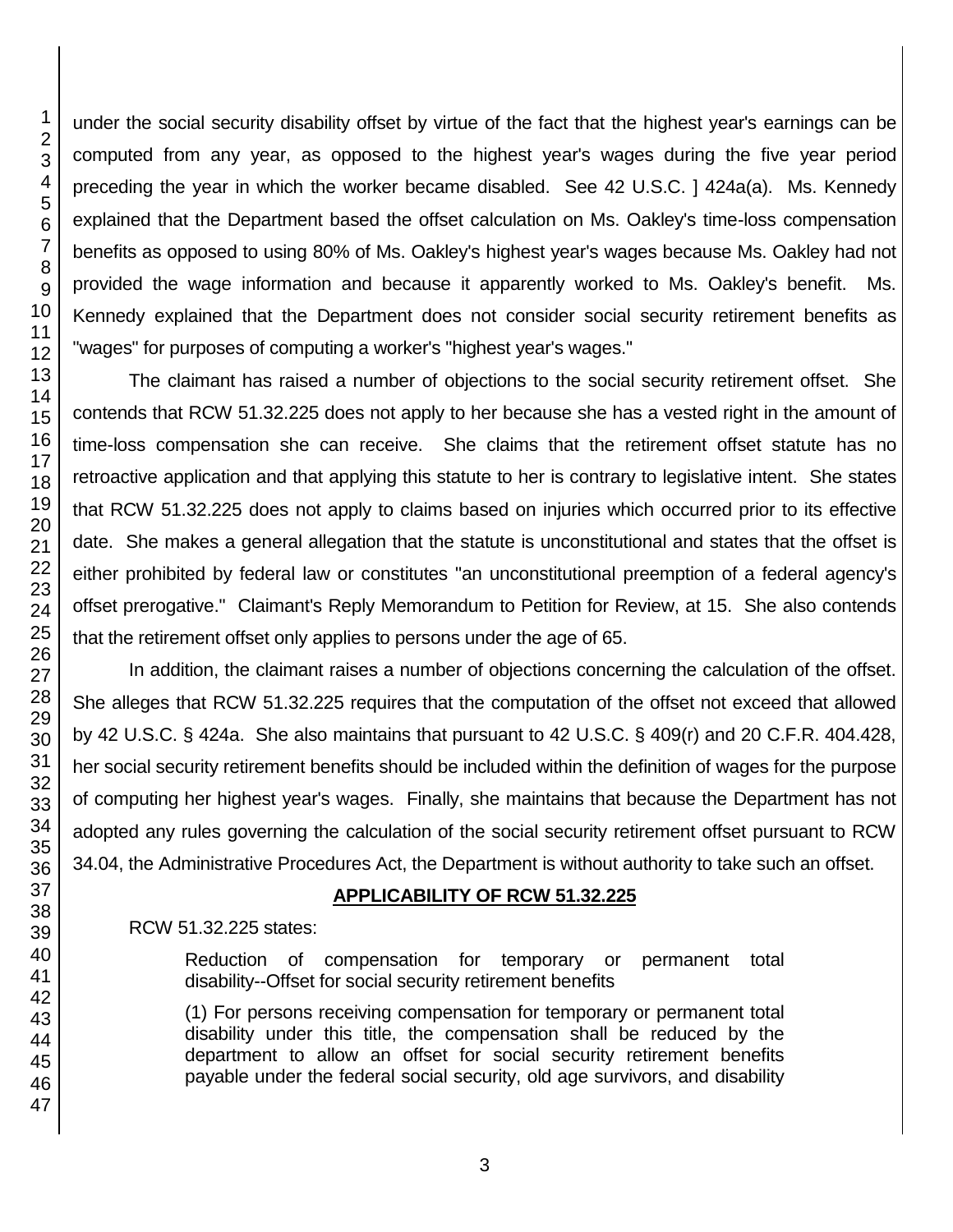under the social security disability offset by virtue of the fact that the highest year's earnings can be computed from any year, as opposed to the highest year's wages during the five year period preceding the year in which the worker became disabled. See 42 U.S.C. ] 424a(a). Ms. Kennedy explained that the Department based the offset calculation on Ms. Oakley's time-loss compensation benefits as opposed to using 80% of Ms. Oakley's highest year's wages because Ms. Oakley had not provided the wage information and because it apparently worked to Ms. Oakley's benefit. Ms. Kennedy explained that the Department does not consider social security retirement benefits as "wages" for purposes of computing a worker's "highest year's wages."

The claimant has raised a number of objections to the social security retirement offset. She contends that RCW 51.32.225 does not apply to her because she has a vested right in the amount of time-loss compensation she can receive. She claims that the retirement offset statute has no retroactive application and that applying this statute to her is contrary to legislative intent. She states that RCW 51.32.225 does not apply to claims based on injuries which occurred prior to its effective date. She makes a general allegation that the statute is unconstitutional and states that the offset is either prohibited by federal law or constitutes "an unconstitutional preemption of a federal agency's offset prerogative." Claimant's Reply Memorandum to Petition for Review, at 15. She also contends that the retirement offset only applies to persons under the age of 65.

In addition, the claimant raises a number of objections concerning the calculation of the offset. She alleges that RCW 51.32.225 requires that the computation of the offset not exceed that allowed by 42 U.S.C. § 424a. She also maintains that pursuant to 42 U.S.C. § 409(r) and 20 C.F.R. 404.428, her social security retirement benefits should be included within the definition of wages for the purpose of computing her highest year's wages. Finally, she maintains that because the Department has not adopted any rules governing the calculation of the social security retirement offset pursuant to RCW 34.04, the Administrative Procedures Act, the Department is without authority to take such an offset.

**APPLICABILITY OF RCW 51.32.225**

RCW 51.32.225 states:

> Reduction of compensation for temporary or permanent total disability--Offset for social security retirement benefits
>
> (1) For persons receiving compensation for temporary or permanent total disability under this title, the compensation shall be reduced by the department to allow an offset for social security retirement benefits payable under the federal social security, old age survivors, and disability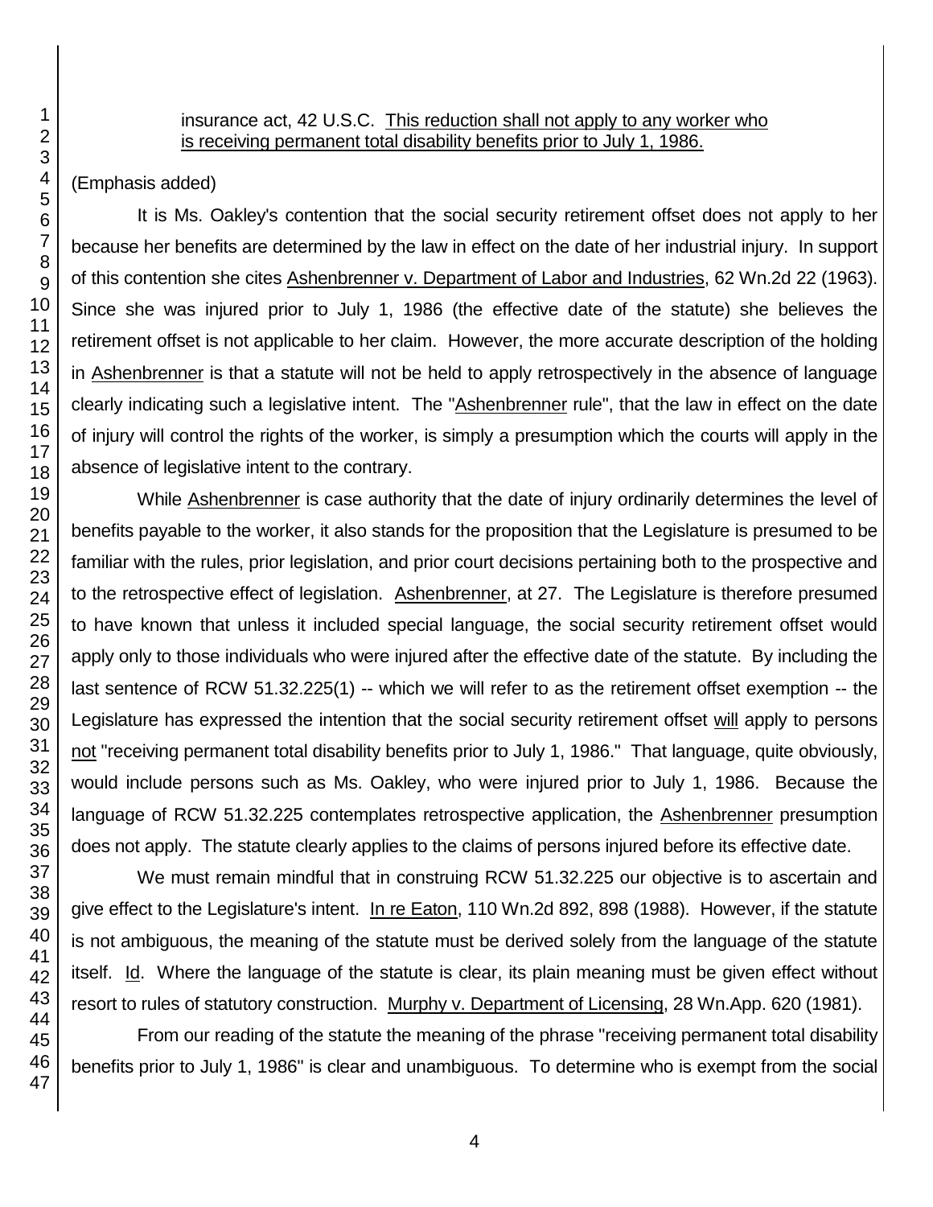insurance act, 42 U.S.C. <u>This reduction shall not apply to any worker who is receiving permanent total disability benefits prior to July 1, 1986.</u>

(Emphasis added)

It is Ms. Oakley's contention that the social security retirement offset does not apply to her because her benefits are determined by the law in effect on the date of her industrial injury. In support of this contention she cites <u>Ashenbrenner v. Department of Labor and Industries</u>, 62 Wn.2d 22 (1963). Since she was injured prior to July 1, 1986 (the effective date of the statute) she believes the retirement offset is not applicable to her claim. However, the more accurate description of the holding in <u>Ashenbrenner</u> is that a statute will not be held to apply retrospectively in the absence of language clearly indicating such a legislative intent. The "<u>Ashenbrenner</u> rule", that the law in effect on the date of injury will control the rights of the worker, is simply a presumption which the courts will apply in the absence of legislative intent to the contrary.

While <u>Ashenbrenner</u> is case authority that the date of injury ordinarily determines the level of benefits payable to the worker, it also stands for the proposition that the Legislature is presumed to be familiar with the rules, prior legislation, and prior court decisions pertaining both to the prospective and to the retrospective effect of legislation. <u>Ashenbrenner</u>, at 27. The Legislature is therefore presumed to have known that unless it included special language, the social security retirement offset would apply only to those individuals who were injured after the effective date of the statute. By including the last sentence of RCW 51.32.225(1) -- which we will refer to as the retirement offset exemption -- the Legislature has expressed the intention that the social security retirement offset <u>will</u> apply to persons <u>not</u> "receiving permanent total disability benefits prior to July 1, 1986." That language, quite obviously, would include persons such as Ms. Oakley, who were injured prior to July 1, 1986. Because the language of RCW 51.32.225 contemplates retrospective application, the <u>Ashenbrenner</u> presumption does not apply. The statute clearly applies to the claims of persons injured before its effective date.

We must remain mindful that in construing RCW 51.32.225 our objective is to ascertain and give effect to the Legislature's intent. <u>In re Eaton</u>, 110 Wn.2d 892, 898 (1988). However, if the statute is not ambiguous, the meaning of the statute must be derived solely from the language of the statute itself. <u>Id</u>. Where the language of the statute is clear, its plain meaning must be given effect without resort to rules of statutory construction. <u>Murphy v. Department of Licensing</u>, 28 Wn.App. 620 (1981).

From our reading of the statute the meaning of the phrase "receiving permanent total disability benefits prior to July 1, 1986" is clear and unambiguous. To determine who is exempt from the social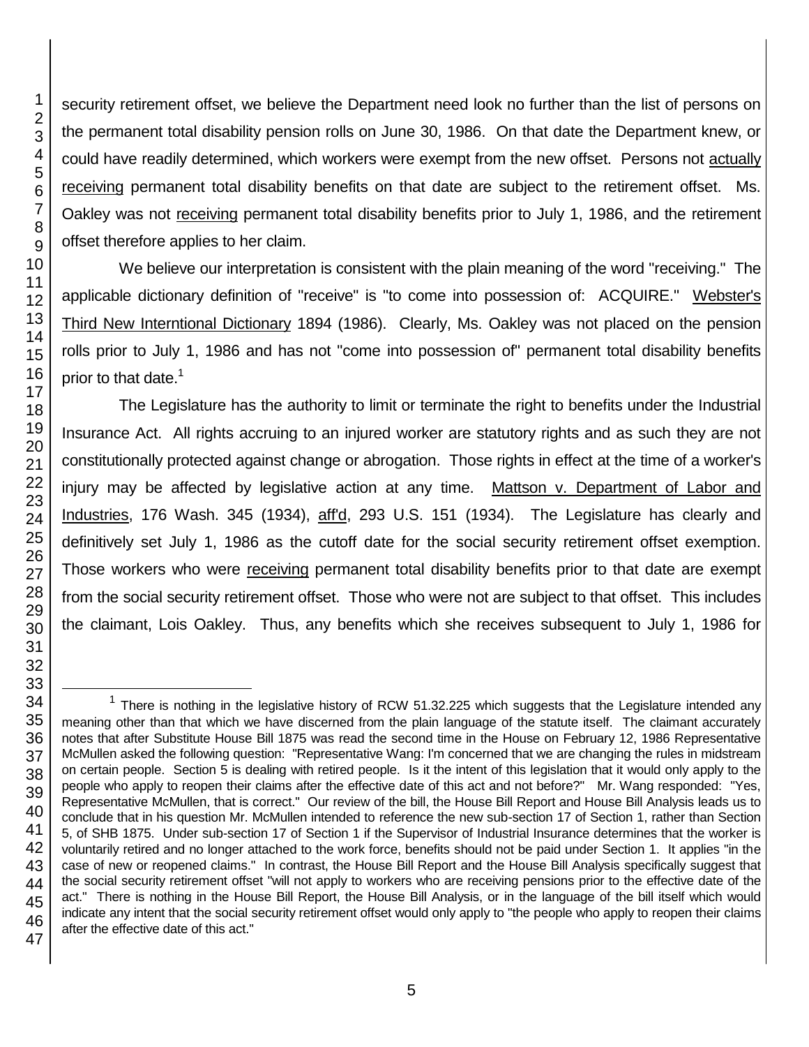security retirement offset, we believe the Department need look no further than the list of persons on the permanent total disability pension rolls on June 30, 1986. On that date the Department knew, or could have readily determined, which workers were exempt from the new offset. Persons not actually receiving permanent total disability benefits on that date are subject to the retirement offset. Ms. Oakley was not receiving permanent total disability benefits prior to July 1, 1986, and the retirement offset therefore applies to her claim.

We believe our interpretation is consistent with the plain meaning of the word "receiving." The applicable dictionary definition of "receive" is "to come into possession of: ACQUIRE." Webster's Third New Interntional Dictionary 1894 (1986). Clearly, Ms. Oakley was not placed on the pension rolls prior to July 1, 1986 and has not "come into possession of" permanent total disability benefits prior to that date.[1]

The Legislature has the authority to limit or terminate the right to benefits under the Industrial Insurance Act. All rights accruing to an injured worker are statutory rights and as such they are not constitutionally protected against change or abrogation. Those rights in effect at the time of a worker's injury may be affected by legislative action at any time. Mattson v. Department of Labor and Industries, 176 Wash. 345 (1934), aff'd, 293 U.S. 151 (1934). The Legislature has clearly and definitively set July 1, 1986 as the cutoff date for the social security retirement offset exemption. Those workers who were receiving permanent total disability benefits prior to that date are exempt from the social security retirement offset. Those who were not are subject to that offset. This includes the claimant, Lois Oakley. Thus, any benefits which she receives subsequent to July 1, 1986 for

---

[1] There is nothing in the legislative history of RCW 51.32.225 which suggests that the Legislature intended any meaning other than that which we have discerned from the plain language of the statute itself. The claimant accurately notes that after Substitute House Bill 1875 was read the second time in the House on February 12, 1986 Representative McMullen asked the following question: "Representative Wang: I'm concerned that we are changing the rules in midstream on certain people. Section 5 is dealing with retired people. Is it the intent of this legislation that it would only apply to the people who apply to reopen their claims after the effective date of this act and not before?" Mr. Wang responded: "Yes, Representative McMullen, that is correct." Our review of the bill, the House Bill Report and House Bill Analysis leads us to conclude that in his question Mr. McMullen intended to reference the new sub-section 17 of Section 1, rather than Section 5, of SHB 1875. Under sub-section 17 of Section 1 if the Supervisor of Industrial Insurance determines that the worker is voluntarily retired and no longer attached to the work force, benefits should not be paid under Section 1. It applies "in the case of new or reopened claims." In contrast, the House Bill Report and the House Bill Analysis specifically suggest that the social security retirement offset "will not apply to workers who are receiving pensions prior to the effective date of the act." There is nothing in the House Bill Report, the House Bill Analysis, or in the language of the bill itself which would indicate any intent that the social security retirement offset would only apply to "the people who apply to reopen their claims after the effective date of this act."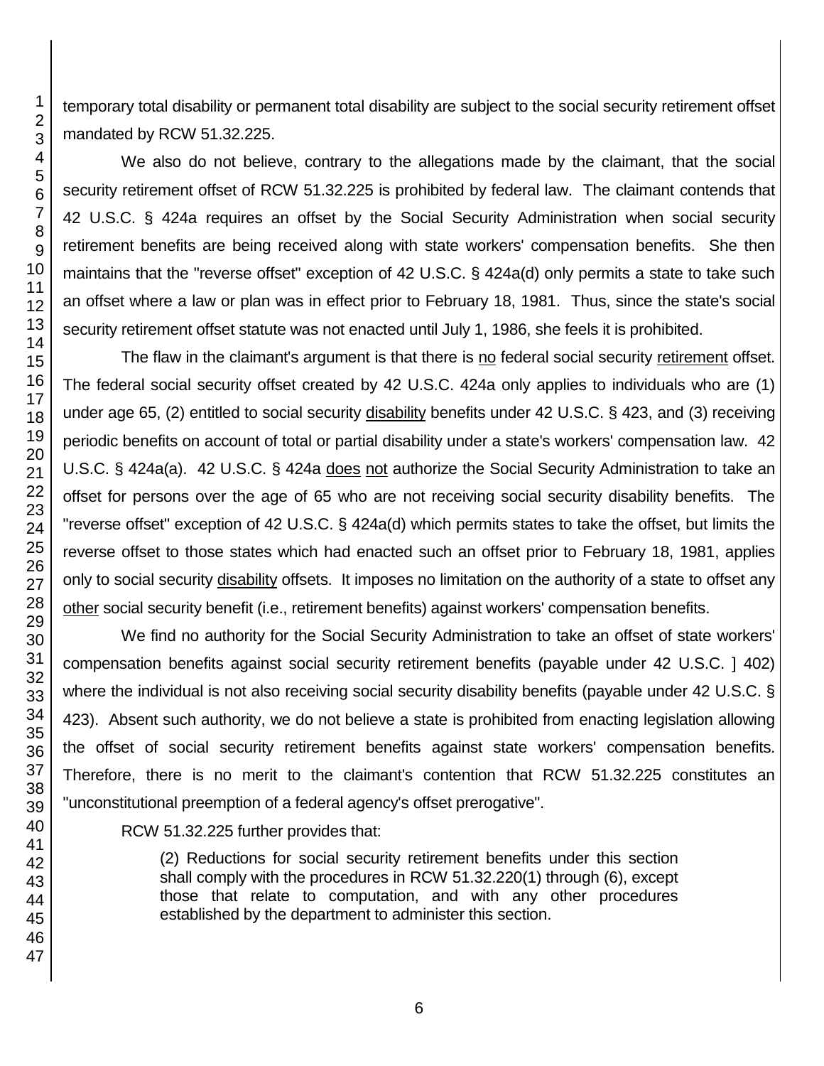temporary total disability or permanent total disability are subject to the social security retirement offset mandated by RCW 51.32.225.

We also do not believe, contrary to the allegations made by the claimant, that the social security retirement offset of RCW 51.32.225 is prohibited by federal law. The claimant contends that 42 U.S.C. § 424a requires an offset by the Social Security Administration when social security retirement benefits are being received along with state workers' compensation benefits. She then maintains that the "reverse offset" exception of 42 U.S.C. § 424a(d) only permits a state to take such an offset where a law or plan was in effect prior to February 18, 1981. Thus, since the state's social security retirement offset statute was not enacted until July 1, 1986, she feels it is prohibited.

The flaw in the claimant's argument is that there is no federal social security retirement offset. The federal social security offset created by 42 U.S.C. 424a only applies to individuals who are (1) under age 65, (2) entitled to social security disability benefits under 42 U.S.C. § 423, and (3) receiving periodic benefits on account of total or partial disability under a state's workers' compensation law. 42 U.S.C. § 424a(a). 42 U.S.C. § 424a does not authorize the Social Security Administration to take an offset for persons over the age of 65 who are not receiving social security disability benefits. The "reverse offset" exception of 42 U.S.C. § 424a(d) which permits states to take the offset, but limits the reverse offset to those states which had enacted such an offset prior to February 18, 1981, applies only to social security disability offsets. It imposes no limitation on the authority of a state to offset any other social security benefit (i.e., retirement benefits) against workers' compensation benefits.

We find no authority for the Social Security Administration to take an offset of state workers' compensation benefits against social security retirement benefits (payable under 42 U.S.C. ] 402) where the individual is not also receiving social security disability benefits (payable under 42 U.S.C. § 423). Absent such authority, we do not believe a state is prohibited from enacting legislation allowing the offset of social security retirement benefits against state workers' compensation benefits. Therefore, there is no merit to the claimant's contention that RCW 51.32.225 constitutes an "unconstitutional preemption of a federal agency's offset prerogative".

RCW 51.32.225 further provides that:

> (2) Reductions for social security retirement benefits under this section shall comply with the procedures in RCW 51.32.220(1) through (6), except those that relate to computation, and with any other procedures established by the department to administer this section.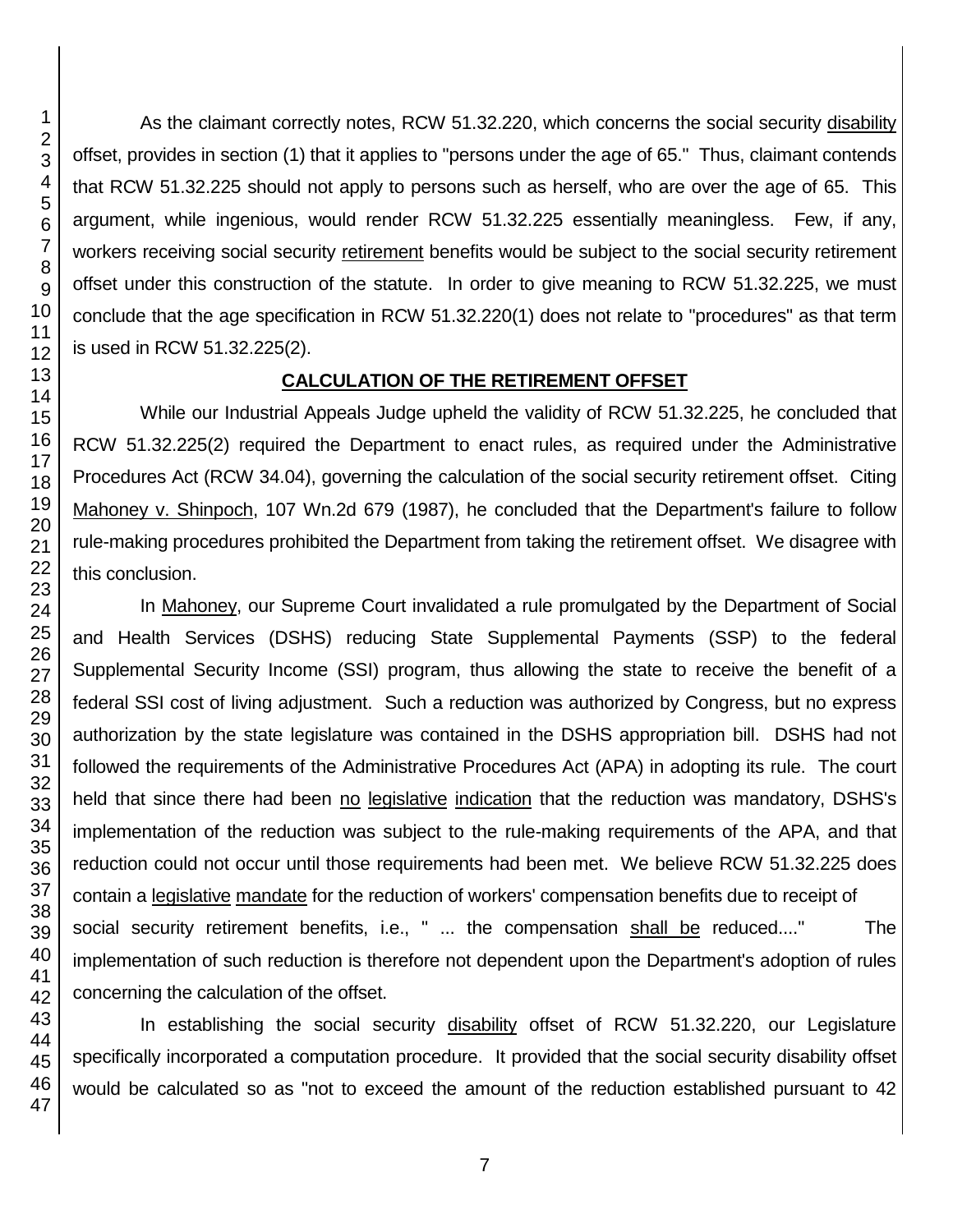As the claimant correctly notes, RCW 51.32.220, which concerns the social security disability offset, provides in section (1) that it applies to "persons under the age of 65." Thus, claimant contends that RCW 51.32.225 should not apply to persons such as herself, who are over the age of 65. This argument, while ingenious, would render RCW 51.32.225 essentially meaningless. Few, if any, workers receiving social security retirement benefits would be subject to the social security retirement offset under this construction of the statute. In order to give meaning to RCW 51.32.225, we must conclude that the age specification in RCW 51.32.220(1) does not relate to "procedures" as that term is used in RCW 51.32.225(2).

## CALCULATION OF THE RETIREMENT OFFSET

While our Industrial Appeals Judge upheld the validity of RCW 51.32.225, he concluded that RCW 51.32.225(2) required the Department to enact rules, as required under the Administrative Procedures Act (RCW 34.04), governing the calculation of the social security retirement offset. Citing Mahoney v. Shinpoch, 107 Wn.2d 679 (1987), he concluded that the Department's failure to follow rule-making procedures prohibited the Department from taking the retirement offset. We disagree with this conclusion.

In Mahoney, our Supreme Court invalidated a rule promulgated by the Department of Social and Health Services (DSHS) reducing State Supplemental Payments (SSP) to the federal Supplemental Security Income (SSI) program, thus allowing the state to receive the benefit of a federal SSI cost of living adjustment. Such a reduction was authorized by Congress, but no express authorization by the state legislature was contained in the DSHS appropriation bill. DSHS had not followed the requirements of the Administrative Procedures Act (APA) in adopting its rule. The court held that since there had been no legislative indication that the reduction was mandatory, DSHS's implementation of the reduction was subject to the rule-making requirements of the APA, and that reduction could not occur until those requirements had been met. We believe RCW 51.32.225 does contain a legislative mandate for the reduction of workers' compensation benefits due to receipt of social security retirement benefits, i.e., " ... the compensation shall be reduced...." The implementation of such reduction is therefore not dependent upon the Department's adoption of rules concerning the calculation of the offset.

In establishing the social security disability offset of RCW 51.32.220, our Legislature specifically incorporated a computation procedure. It provided that the social security disability offset would be calculated so as "not to exceed the amount of the reduction established pursuant to 42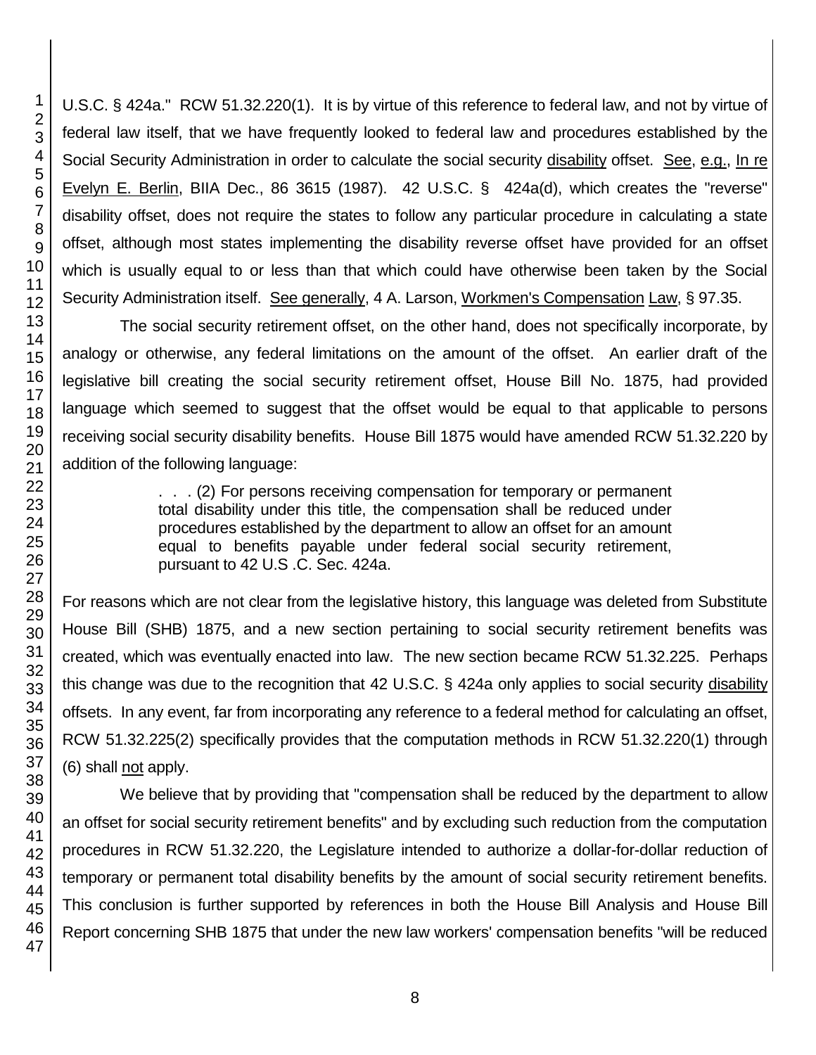U.S.C. § 424a." RCW 51.32.220(1). It is by virtue of this reference to federal law, and not by virtue of federal law itself, that we have frequently looked to federal law and procedures established by the Social Security Administration in order to calculate the social security disability offset. See, e.g., In re Evelyn E. Berlin, BIIA Dec., 86 3615 (1987). 42 U.S.C. § 424a(d), which creates the "reverse" disability offset, does not require the states to follow any particular procedure in calculating a state offset, although most states implementing the disability reverse offset have provided for an offset which is usually equal to or less than that which could have otherwise been taken by the Social Security Administration itself. See generally, 4 A. Larson, Workmen's Compensation Law, § 97.35.

The social security retirement offset, on the other hand, does not specifically incorporate, by analogy or otherwise, any federal limitations on the amount of the offset. An earlier draft of the legislative bill creating the social security retirement offset, House Bill No. 1875, had provided language which seemed to suggest that the offset would be equal to that applicable to persons receiving social security disability benefits. House Bill 1875 would have amended RCW 51.32.220 by addition of the following language:

> . . . (2) For persons receiving compensation for temporary or permanent total disability under this title, the compensation shall be reduced under procedures established by the department to allow an offset for an amount equal to benefits payable under federal social security retirement, pursuant to 42 U.S .C. Sec. 424a.

For reasons which are not clear from the legislative history, this language was deleted from Substitute House Bill (SHB) 1875, and a new section pertaining to social security retirement benefits was created, which was eventually enacted into law. The new section became RCW 51.32.225. Perhaps this change was due to the recognition that 42 U.S.C. § 424a only applies to social security disability offsets. In any event, far from incorporating any reference to a federal method for calculating an offset, RCW 51.32.225(2) specifically provides that the computation methods in RCW 51.32.220(1) through (6) shall not apply.

We believe that by providing that "compensation shall be reduced by the department to allow an offset for social security retirement benefits" and by excluding such reduction from the computation procedures in RCW 51.32.220, the Legislature intended to authorize a dollar-for-dollar reduction of temporary or permanent total disability benefits by the amount of social security retirement benefits. This conclusion is further supported by references in both the House Bill Analysis and House Bill Report concerning SHB 1875 that under the new law workers' compensation benefits "will be reduced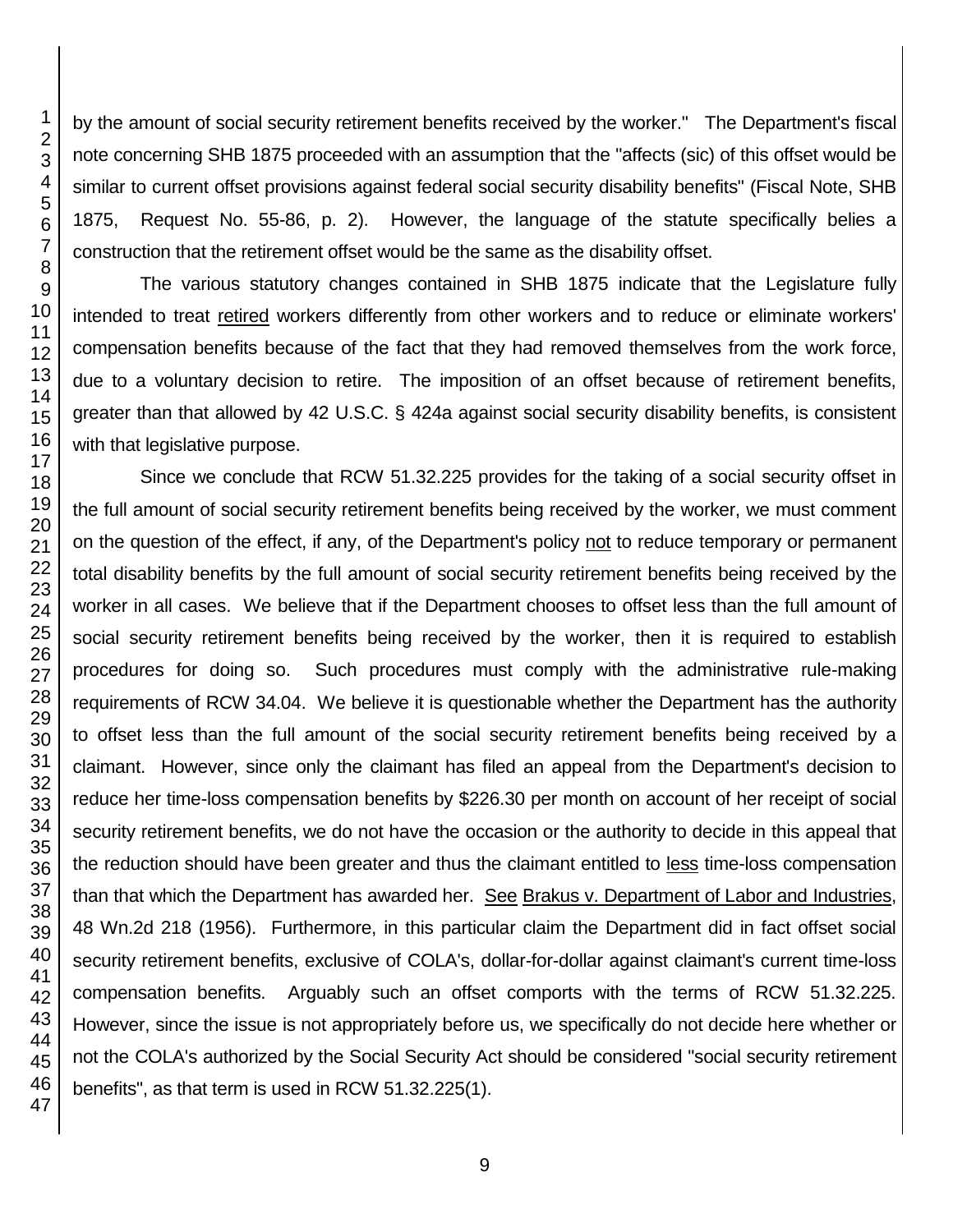by the amount of social security retirement benefits received by the worker." The Department's fiscal note concerning SHB 1875 proceeded with an assumption that the "affects (sic) of this offset would be similar to current offset provisions against federal social security disability benefits" (Fiscal Note, SHB 1875, Request No. 55-86, p. 2). However, the language of the statute specifically belies a construction that the retirement offset would be the same as the disability offset.

The various statutory changes contained in SHB 1875 indicate that the Legislature fully intended to treat retired workers differently from other workers and to reduce or eliminate workers' compensation benefits because of the fact that they had removed themselves from the work force, due to a voluntary decision to retire. The imposition of an offset because of retirement benefits, greater than that allowed by 42 U.S.C. § 424a against social security disability benefits, is consistent with that legislative purpose.

Since we conclude that RCW 51.32.225 provides for the taking of a social security offset in the full amount of social security retirement benefits being received by the worker, we must comment on the question of the effect, if any, of the Department's policy not to reduce temporary or permanent total disability benefits by the full amount of social security retirement benefits being received by the worker in all cases. We believe that if the Department chooses to offset less than the full amount of social security retirement benefits being received by the worker, then it is required to establish procedures for doing so. Such procedures must comply with the administrative rule-making requirements of RCW 34.04. We believe it is questionable whether the Department has the authority to offset less than the full amount of the social security retirement benefits being received by a claimant. However, since only the claimant has filed an appeal from the Department's decision to reduce her time-loss compensation benefits by $226.30 per month on account of her receipt of social security retirement benefits, we do not have the occasion or the authority to decide in this appeal that the reduction should have been greater and thus the claimant entitled to less time-loss compensation than that which the Department has awarded her. See Brakus v. Department of Labor and Industries, 48 Wn.2d 218 (1956). Furthermore, in this particular claim the Department did in fact offset social security retirement benefits, exclusive of COLA's, dollar-for-dollar against claimant's current time-loss compensation benefits. Arguably such an offset comports with the terms of RCW 51.32.225. However, since the issue is not appropriately before us, we specifically do not decide here whether or not the COLA's authorized by the Social Security Act should be considered "social security retirement benefits", as that term is used in RCW 51.32.225(1).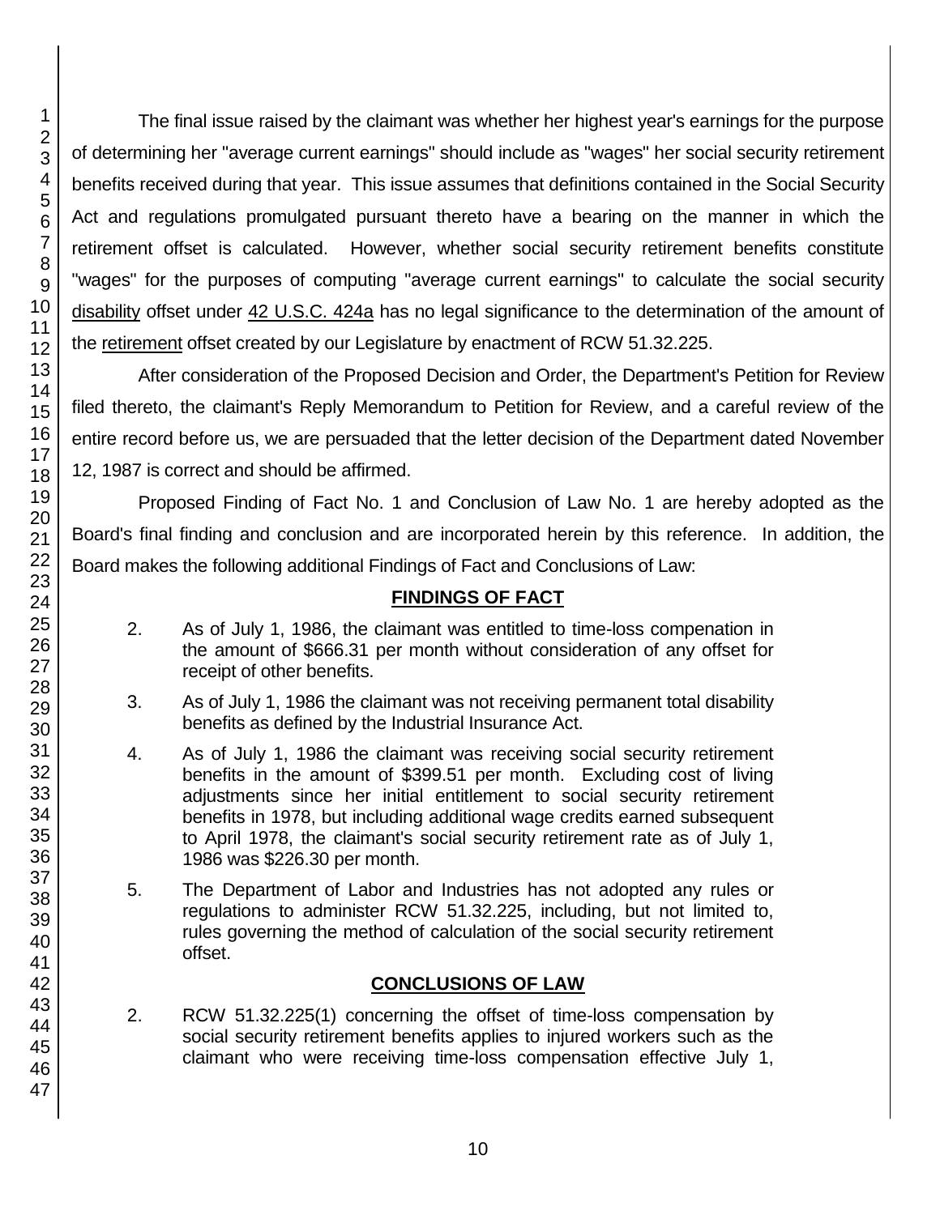The final issue raised by the claimant was whether her highest year's earnings for the purpose of determining her "average current earnings" should include as "wages" her social security retirement benefits received during that year. This issue assumes that definitions contained in the Social Security Act and regulations promulgated pursuant thereto have a bearing on the manner in which the retirement offset is calculated. However, whether social security retirement benefits constitute "wages" for the purposes of computing "average current earnings" to calculate the social security disability offset under 42 U.S.C. 424a has no legal significance to the determination of the amount of the retirement offset created by our Legislature by enactment of RCW 51.32.225.

After consideration of the Proposed Decision and Order, the Department's Petition for Review filed thereto, the claimant's Reply Memorandum to Petition for Review, and a careful review of the entire record before us, we are persuaded that the letter decision of the Department dated November 12, 1987 is correct and should be affirmed.

Proposed Finding of Fact No. 1 and Conclusion of Law No. 1 are hereby adopted as the Board's final finding and conclusion and are incorporated herein by this reference. In addition, the Board makes the following additional Findings of Fact and Conclusions of Law:

## FINDINGS OF FACT

2. As of July 1, 1986, the claimant was entitled to time-loss compenation in the amount of $666.31 per month without consideration of any offset for receipt of other benefits.

3. As of July 1, 1986 the claimant was not receiving permanent total disability benefits as defined by the Industrial Insurance Act.

4. As of July 1, 1986 the claimant was receiving social security retirement benefits in the amount of $399.51 per month. Excluding cost of living adjustments since her initial entitlement to social security retirement benefits in 1978, but including additional wage credits earned subsequent to April 1978, the claimant's social security retirement rate as of July 1, 1986 was $226.30 per month.

5. The Department of Labor and Industries has not adopted any rules or regulations to administer RCW 51.32.225, including, but not limited to, rules governing the method of calculation of the social security retirement offset.

## CONCLUSIONS OF LAW

2. RCW 51.32.225(1) concerning the offset of time-loss compensation by social security retirement benefits applies to injured workers such as the claimant who were receiving time-loss compensation effective July 1,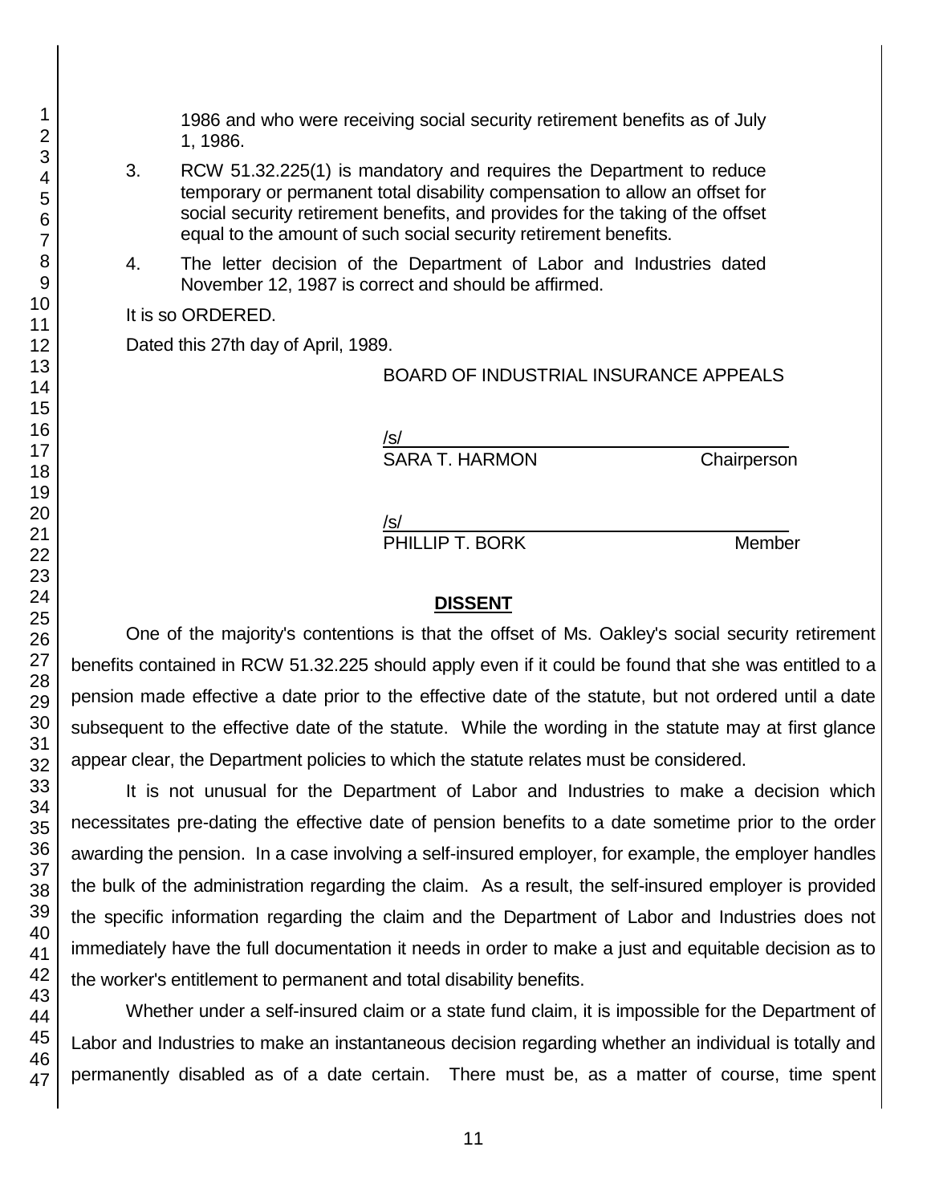1986 and who were receiving social security retirement benefits as of July 1, 1986.

3. RCW 51.32.225(1) is mandatory and requires the Department to reduce temporary or permanent total disability compensation to allow an offset for social security retirement benefits, and provides for the taking of the offset equal to the amount of such social security retirement benefits.

4. The letter decision of the Department of Labor and Industries dated November 12, 1987 is correct and should be affirmed.

It is so ORDERED.

Dated this 27th day of April, 1989.

BOARD OF INDUSTRIAL INSURANCE APPEALS

/s/
SARA T. HARMON — Chairperson

/s/
PHILLIP T. BORK — Member

## DISSENT

One of the majority's contentions is that the offset of Ms. Oakley's social security retirement benefits contained in RCW 51.32.225 should apply even if it could be found that she was entitled to a pension made effective a date prior to the effective date of the statute, but not ordered until a date subsequent to the effective date of the statute. While the wording in the statute may at first glance appear clear, the Department policies to which the statute relates must be considered.

It is not unusual for the Department of Labor and Industries to make a decision which necessitates pre-dating the effective date of pension benefits to a date sometime prior to the order awarding the pension. In a case involving a self-insured employer, for example, the employer handles the bulk of the administration regarding the claim. As a result, the self-insured employer is provided the specific information regarding the claim and the Department of Labor and Industries does not immediately have the full documentation it needs in order to make a just and equitable decision as to the worker's entitlement to permanent and total disability benefits.

Whether under a self-insured claim or a state fund claim, it is impossible for the Department of Labor and Industries to make an instantaneous decision regarding whether an individual is totally and permanently disabled as of a date certain. There must be, as a matter of course, time spent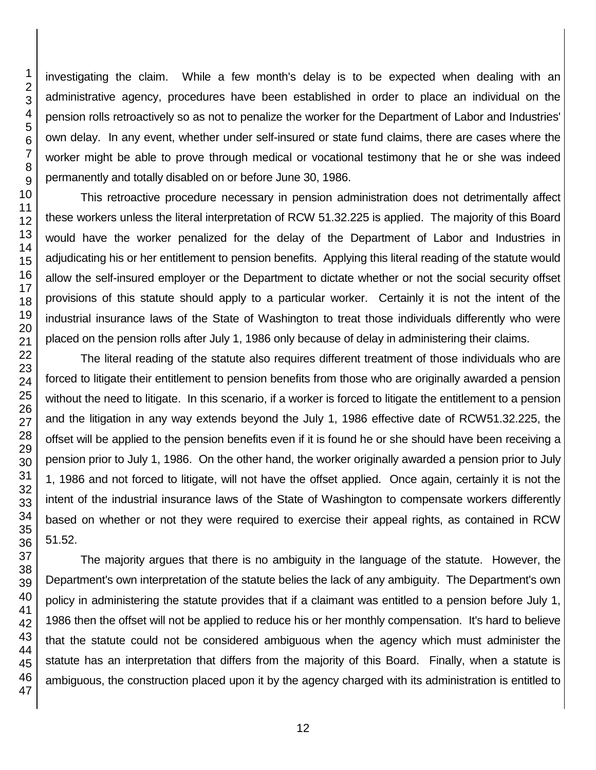investigating the claim. While a few month's delay is to be expected when dealing with an administrative agency, procedures have been established in order to place an individual on the pension rolls retroactively so as not to penalize the worker for the Department of Labor and Industries' own delay. In any event, whether under self-insured or state fund claims, there are cases where the worker might be able to prove through medical or vocational testimony that he or she was indeed permanently and totally disabled on or before June 30, 1986.

This retroactive procedure necessary in pension administration does not detrimentally affect these workers unless the literal interpretation of RCW 51.32.225 is applied. The majority of this Board would have the worker penalized for the delay of the Department of Labor and Industries in adjudicating his or her entitlement to pension benefits. Applying this literal reading of the statute would allow the self-insured employer or the Department to dictate whether or not the social security offset provisions of this statute should apply to a particular worker. Certainly it is not the intent of the industrial insurance laws of the State of Washington to treat those individuals differently who were placed on the pension rolls after July 1, 1986 only because of delay in administering their claims.

The literal reading of the statute also requires different treatment of those individuals who are forced to litigate their entitlement to pension benefits from those who are originally awarded a pension without the need to litigate. In this scenario, if a worker is forced to litigate the entitlement to a pension and the litigation in any way extends beyond the July 1, 1986 effective date of RCW51.32.225, the offset will be applied to the pension benefits even if it is found he or she should have been receiving a pension prior to July 1, 1986. On the other hand, the worker originally awarded a pension prior to July 1, 1986 and not forced to litigate, will not have the offset applied. Once again, certainly it is not the intent of the industrial insurance laws of the State of Washington to compensate workers differently based on whether or not they were required to exercise their appeal rights, as contained in RCW 51.52.

The majority argues that there is no ambiguity in the language of the statute. However, the Department's own interpretation of the statute belies the lack of any ambiguity. The Department's own policy in administering the statute provides that if a claimant was entitled to a pension before July 1, 1986 then the offset will not be applied to reduce his or her monthly compensation. It's hard to believe that the statute could not be considered ambiguous when the agency which must administer the statute has an interpretation that differs from the majority of this Board. Finally, when a statute is ambiguous, the construction placed upon it by the agency charged with its administration is entitled to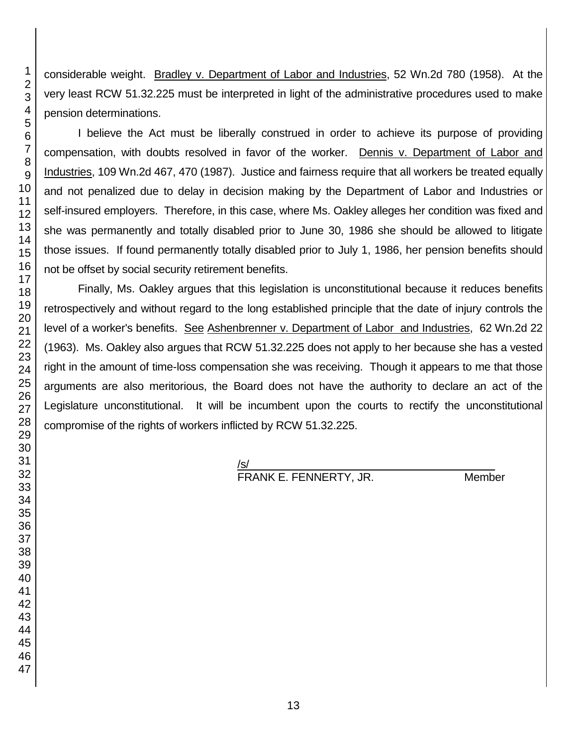considerable weight. Bradley v. Department of Labor and Industries, 52 Wn.2d 780 (1958). At the very least RCW 51.32.225 must be interpreted in light of the administrative procedures used to make pension determinations.

I believe the Act must be liberally construed in order to achieve its purpose of providing compensation, with doubts resolved in favor of the worker. Dennis v. Department of Labor and Industries, 109 Wn.2d 467, 470 (1987). Justice and fairness require that all workers be treated equally and not penalized due to delay in decision making by the Department of Labor and Industries or self-insured employers. Therefore, in this case, where Ms. Oakley alleges her condition was fixed and she was permanently and totally disabled prior to June 30, 1986 she should be allowed to litigate those issues. If found permanently totally disabled prior to July 1, 1986, her pension benefits should not be offset by social security retirement benefits.

Finally, Ms. Oakley argues that this legislation is unconstitutional because it reduces benefits retrospectively and without regard to the long established principle that the date of injury controls the level of a worker's benefits. See Ashenbrenner v. Department of Labor and Industries, 62 Wn.2d 22 (1963). Ms. Oakley also argues that RCW 51.32.225 does not apply to her because she has a vested right in the amount of time-loss compensation she was receiving. Though it appears to me that those arguments are also meritorious, the Board does not have the authority to declare an act of the Legislature unconstitutional. It will be incumbent upon the courts to rectify the unconstitutional compromise of the rights of workers inflicted by RCW 51.32.225.

/s/
FRANK E. FENNERTY, JR. Member